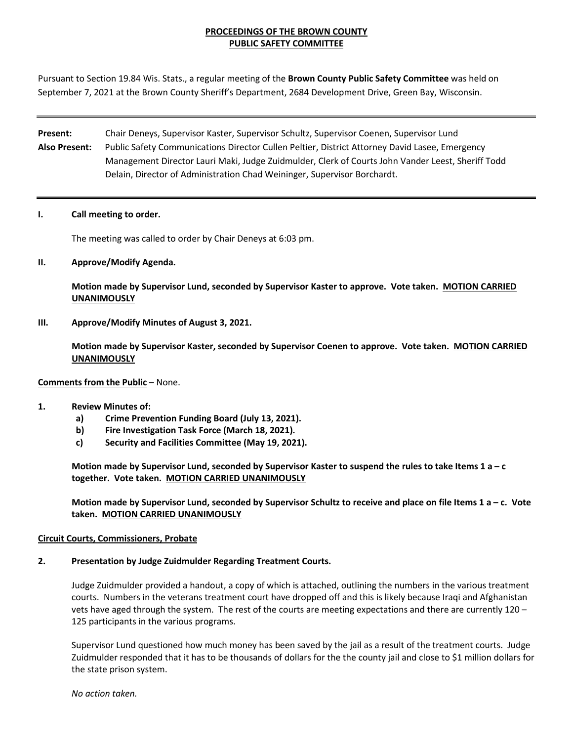# PROCEEDINGS OF THE BROWN COUNTY PUBLIC SAFETY COMMITTEE

Pursuant to Section 19.84 Wis. Stats., a regular meeting of the **Brown County Public Safety Committee** was held on September 7, 2021 at the Brown County Sheriff's Department, 2684 Development Drive, Green Bay, Wisconsin.

---

**Present:** Chair Deneys, Supervisor Kaster, Supervisor Schultz, Supervisor Coenen, Supervisor Lund

**Also Present:** Public Safety Communications Director Cullen Peltier, District Attorney David Lasee, Emergency Management Director Lauri Maki, Judge Zuidmulder, Clerk of Courts John Vander Leest, Sheriff Todd Delain, Director of Administration Chad Weininger, Supervisor Borchardt.

---

**I. Call meeting to order.**

The meeting was called to order by Chair Deneys at 6:03 pm.

**II. Approve/Modify Agenda.**

**Motion made by Supervisor Lund, seconded by Supervisor Kaster to approve. Vote taken. MOTION CARRIED UNANIMOUSLY**

**III. Approve/Modify Minutes of August 3, 2021.**

**Motion made by Supervisor Kaster, seconded by Supervisor Coenen to approve. Vote taken. MOTION CARRIED UNANIMOUSLY**

**Comments from the Public** – None.

**1. Review Minutes of:**

- **a) Crime Prevention Funding Board (July 13, 2021).**
- **b) Fire Investigation Task Force (March 18, 2021).**
- **c) Security and Facilities Committee (May 19, 2021).**

**Motion made by Supervisor Lund, seconded by Supervisor Kaster to suspend the rules to take Items 1 a – c together. Vote taken. MOTION CARRIED UNANIMOUSLY**

**Motion made by Supervisor Lund, seconded by Supervisor Schultz to receive and place on file Items 1 a – c. Vote taken. MOTION CARRIED UNANIMOUSLY**

**Circuit Courts, Commissioners, Probate**

**2. Presentation by Judge Zuidmulder Regarding Treatment Courts.**

Judge Zuidmulder provided a handout, a copy of which is attached, outlining the numbers in the various treatment courts. Numbers in the veterans treatment court have dropped off and this is likely because Iraqi and Afghanistan vets have aged through the system. The rest of the courts are meeting expectations and there are currently 120 – 125 participants in the various programs.

Supervisor Lund questioned how much money has been saved by the jail as a result of the treatment courts. Judge Zuidmulder responded that it has to be thousands of dollars for the the county jail and close to $1 million dollars for the state prison system.

*No action taken.*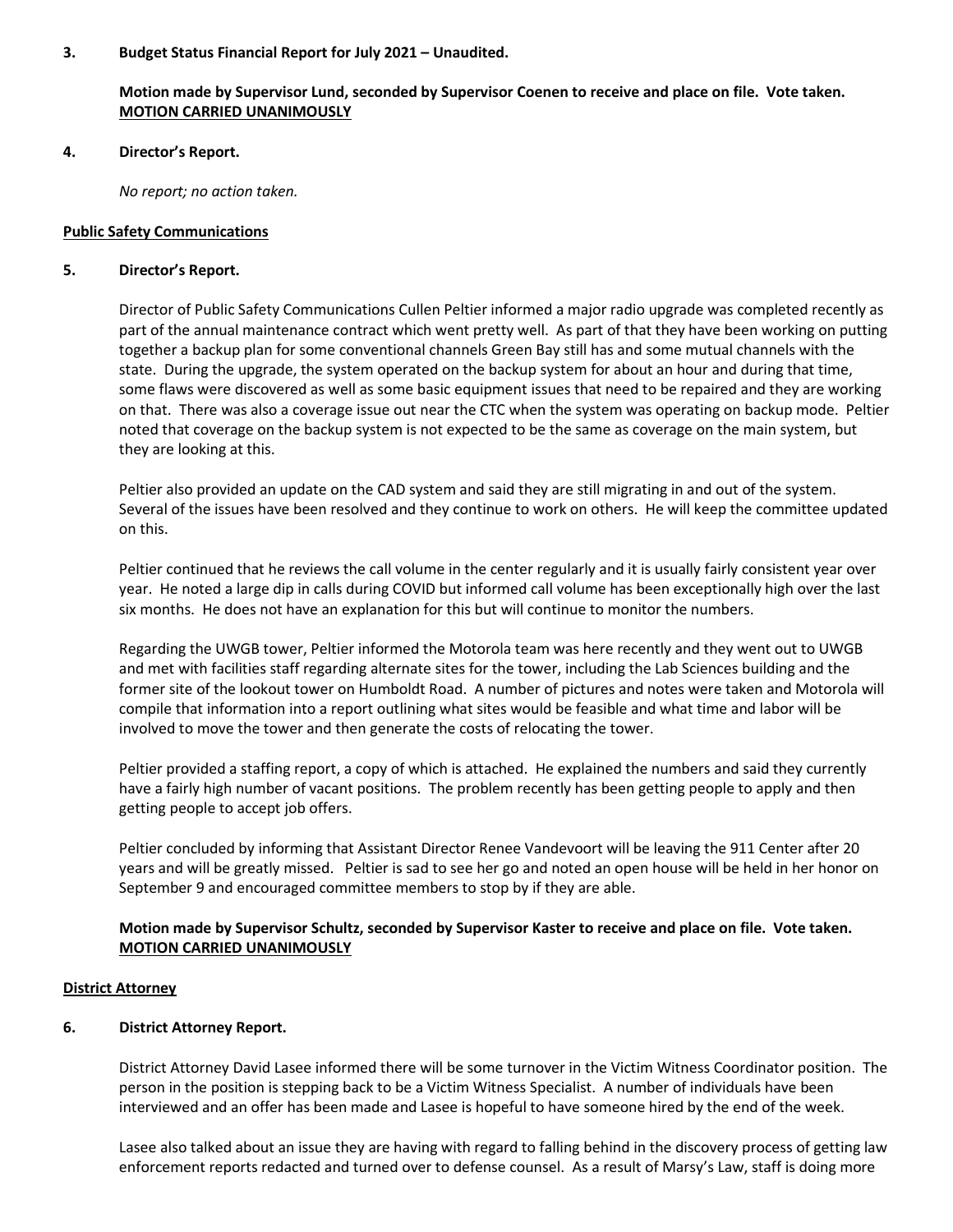**3. Budget Status Financial Report for July 2021 – Unaudited.**

**Motion made by Supervisor Lund, seconded by Supervisor Coenen to receive and place on file. Vote taken. <u>MOTION CARRIED UNANIMOUSLY</u>**

**4. Director's Report.**

*No report; no action taken.*

**<u>Public Safety Communications</u>**

**5. Director's Report.**

Director of Public Safety Communications Cullen Peltier informed a major radio upgrade was completed recently as part of the annual maintenance contract which went pretty well. As part of that they have been working on putting together a backup plan for some conventional channels Green Bay still has and some mutual channels with the state. During the upgrade, the system operated on the backup system for about an hour and during that time, some flaws were discovered as well as some basic equipment issues that need to be repaired and they are working on that. There was also a coverage issue out near the CTC when the system was operating on backup mode. Peltier noted that coverage on the backup system is not expected to be the same as coverage on the main system, but they are looking at this.

Peltier also provided an update on the CAD system and said they are still migrating in and out of the system. Several of the issues have been resolved and they continue to work on others. He will keep the committee updated on this.

Peltier continued that he reviews the call volume in the center regularly and it is usually fairly consistent year over year. He noted a large dip in calls during COVID but informed call volume has been exceptionally high over the last six months. He does not have an explanation for this but will continue to monitor the numbers.

Regarding the UWGB tower, Peltier informed the Motorola team was here recently and they went out to UWGB and met with facilities staff regarding alternate sites for the tower, including the Lab Sciences building and the former site of the lookout tower on Humboldt Road. A number of pictures and notes were taken and Motorola will compile that information into a report outlining what sites would be feasible and what time and labor will be involved to move the tower and then generate the costs of relocating the tower.

Peltier provided a staffing report, a copy of which is attached. He explained the numbers and said they currently have a fairly high number of vacant positions. The problem recently has been getting people to apply and then getting people to accept job offers.

Peltier concluded by informing that Assistant Director Renee Vandevoort will be leaving the 911 Center after 20 years and will be greatly missed. Peltier is sad to see her go and noted an open house will be held in her honor on September 9 and encouraged committee members to stop by if they are able.

**Motion made by Supervisor Schultz, seconded by Supervisor Kaster to receive and place on file. Vote taken. <u>MOTION CARRIED UNANIMOUSLY</u>**

**<u>District Attorney</u>**

**6. District Attorney Report.**

District Attorney David Lasee informed there will be some turnover in the Victim Witness Coordinator position. The person in the position is stepping back to be a Victim Witness Specialist. A number of individuals have been interviewed and an offer has been made and Lasee is hopeful to have someone hired by the end of the week.

Lasee also talked about an issue they are having with regard to falling behind in the discovery process of getting law enforcement reports redacted and turned over to defense counsel. As a result of Marsy's Law, staff is doing more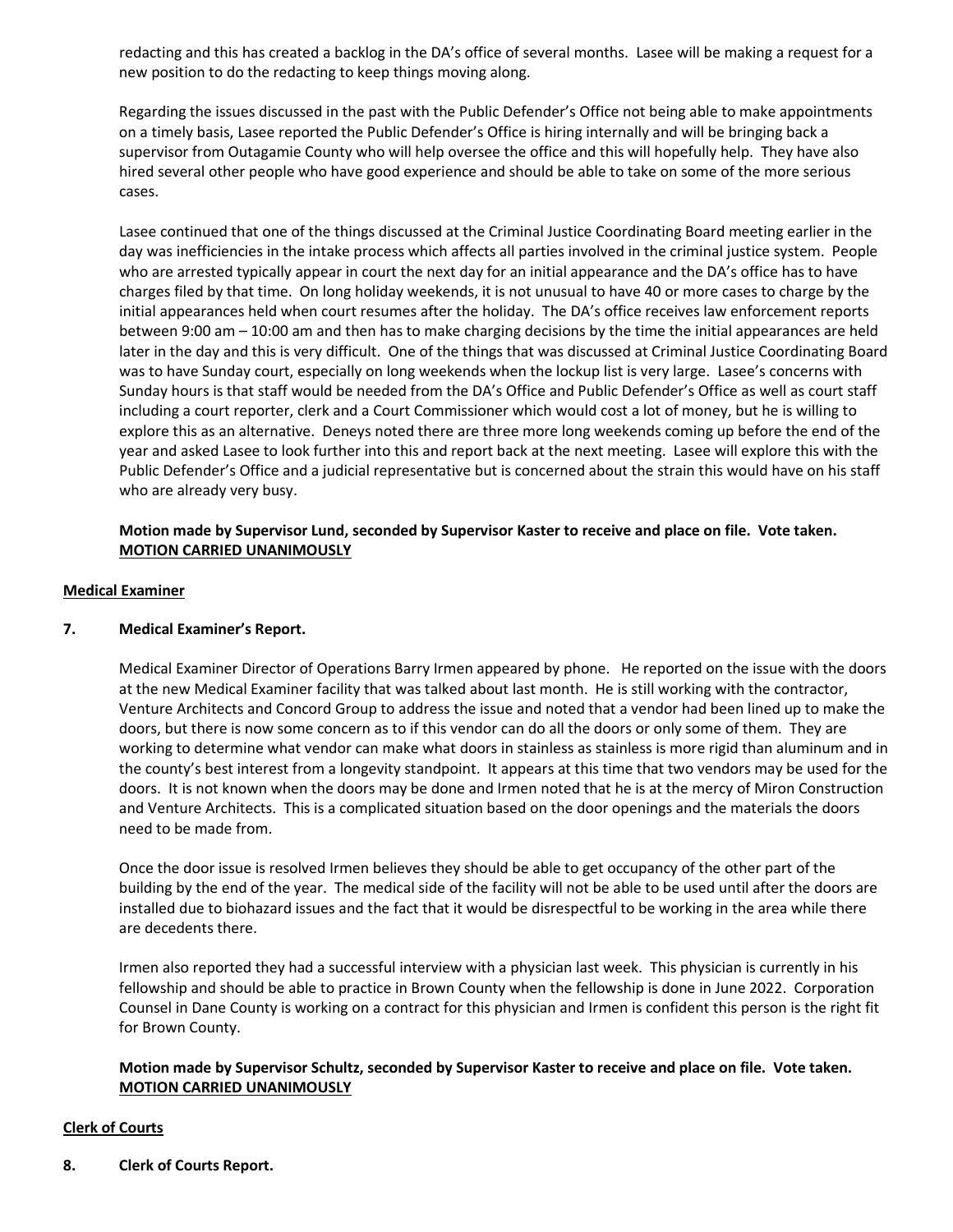redacting and this has created a backlog in the DA's office of several months. Lasee will be making a request for a new position to do the redacting to keep things moving along.

Regarding the issues discussed in the past with the Public Defender's Office not being able to make appointments on a timely basis, Lasee reported the Public Defender's Office is hiring internally and will be bringing back a supervisor from Outagamie County who will help oversee the office and this will hopefully help. They have also hired several other people who have good experience and should be able to take on some of the more serious cases.

Lasee continued that one of the things discussed at the Criminal Justice Coordinating Board meeting earlier in the day was inefficiencies in the intake process which affects all parties involved in the criminal justice system. People who are arrested typically appear in court the next day for an initial appearance and the DA's office has to have charges filed by that time. On long holiday weekends, it is not unusual to have 40 or more cases to charge by the initial appearances held when court resumes after the holiday. The DA's office receives law enforcement reports between 9:00 am – 10:00 am and then has to make charging decisions by the time the initial appearances are held later in the day and this is very difficult. One of the things that was discussed at Criminal Justice Coordinating Board was to have Sunday court, especially on long weekends when the lockup list is very large. Lasee's concerns with Sunday hours is that staff would be needed from the DA's Office and Public Defender's Office as well as court staff including a court reporter, clerk and a Court Commissioner which would cost a lot of money, but he is willing to explore this as an alternative. Deneys noted there are three more long weekends coming up before the end of the year and asked Lasee to look further into this and report back at the next meeting. Lasee will explore this with the Public Defender's Office and a judicial representative but is concerned about the strain this would have on his staff who are already very busy.

**Motion made by Supervisor Lund, seconded by Supervisor Kaster to receive and place on file. Vote taken. <u>MOTION CARRIED UNANIMOUSLY</u>**

<u>**Medical Examiner**</u>

**7. Medical Examiner's Report.**

Medical Examiner Director of Operations Barry Irmen appeared by phone. He reported on the issue with the doors at the new Medical Examiner facility that was talked about last month. He is still working with the contractor, Venture Architects and Concord Group to address the issue and noted that a vendor had been lined up to make the doors, but there is now some concern as to if this vendor can do all the doors or only some of them. They are working to determine what vendor can make what doors in stainless as stainless is more rigid than aluminum and in the county's best interest from a longevity standpoint. It appears at this time that two vendors may be used for the doors. It is not known when the doors may be done and Irmen noted that he is at the mercy of Miron Construction and Venture Architects. This is a complicated situation based on the door openings and the materials the doors need to be made from.

Once the door issue is resolved Irmen believes they should be able to get occupancy of the other part of the building by the end of the year. The medical side of the facility will not be able to be used until after the doors are installed due to biohazard issues and the fact that it would be disrespectful to be working in the area while there are decedents there.

Irmen also reported they had a successful interview with a physician last week. This physician is currently in his fellowship and should be able to practice in Brown County when the fellowship is done in June 2022. Corporation Counsel in Dane County is working on a contract for this physician and Irmen is confident this person is the right fit for Brown County.

**Motion made by Supervisor Schultz, seconded by Supervisor Kaster to receive and place on file. Vote taken. <u>MOTION CARRIED UNANIMOUSLY</u>**

<u>**Clerk of Courts**</u>

**8. Clerk of Courts Report.**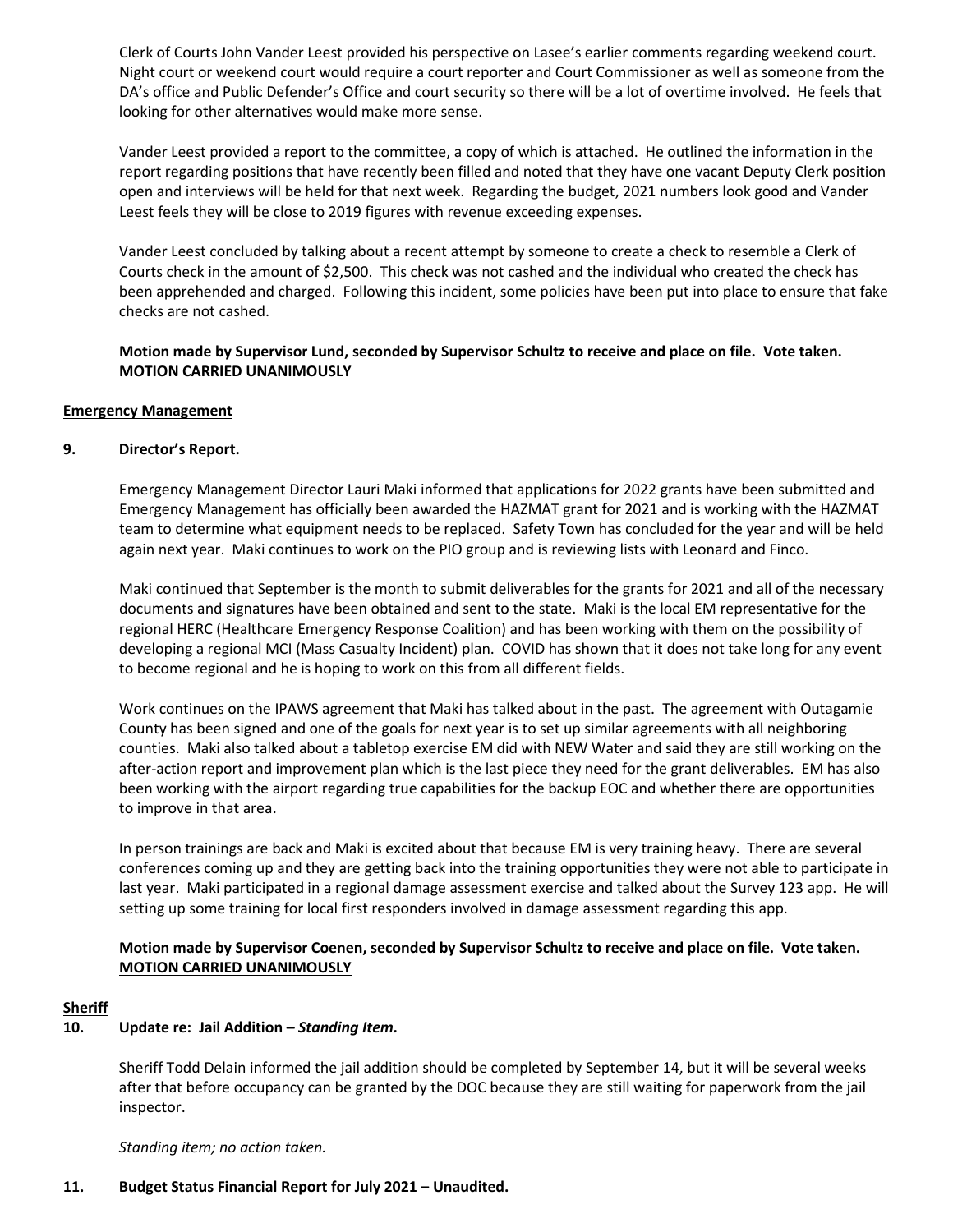Clerk of Courts John Vander Leest provided his perspective on Lasee's earlier comments regarding weekend court. Night court or weekend court would require a court reporter and Court Commissioner as well as someone from the DA's office and Public Defender's Office and court security so there will be a lot of overtime involved. He feels that looking for other alternatives would make more sense.

Vander Leest provided a report to the committee, a copy of which is attached. He outlined the information in the report regarding positions that have recently been filled and noted that they have one vacant Deputy Clerk position open and interviews will be held for that next week. Regarding the budget, 2021 numbers look good and Vander Leest feels they will be close to 2019 figures with revenue exceeding expenses.

Vander Leest concluded by talking about a recent attempt by someone to create a check to resemble a Clerk of Courts check in the amount of $2,500. This check was not cashed and the individual who created the check has been apprehended and charged. Following this incident, some policies have been put into place to ensure that fake checks are not cashed.

**Motion made by Supervisor Lund, seconded by Supervisor Schultz to receive and place on file. Vote taken. <u>MOTION CARRIED UNANIMOUSLY</u>**

**<u>Emergency Management</u>**

**9. Director's Report.**

Emergency Management Director Lauri Maki informed that applications for 2022 grants have been submitted and Emergency Management has officially been awarded the HAZMAT grant for 2021 and is working with the HAZMAT team to determine what equipment needs to be replaced. Safety Town has concluded for the year and will be held again next year. Maki continues to work on the PIO group and is reviewing lists with Leonard and Finco.

Maki continued that September is the month to submit deliverables for the grants for 2021 and all of the necessary documents and signatures have been obtained and sent to the state. Maki is the local EM representative for the regional HERC (Healthcare Emergency Response Coalition) and has been working with them on the possibility of developing a regional MCI (Mass Casualty Incident) plan. COVID has shown that it does not take long for any event to become regional and he is hoping to work on this from all different fields.

Work continues on the IPAWS agreement that Maki has talked about in the past. The agreement with Outagamie County has been signed and one of the goals for next year is to set up similar agreements with all neighboring counties. Maki also talked about a tabletop exercise EM did with NEW Water and said they are still working on the after-action report and improvement plan which is the last piece they need for the grant deliverables. EM has also been working with the airport regarding true capabilities for the backup EOC and whether there are opportunities to improve in that area.

In person trainings are back and Maki is excited about that because EM is very training heavy. There are several conferences coming up and they are getting back into the training opportunities they were not able to participate in last year. Maki participated in a regional damage assessment exercise and talked about the Survey 123 app. He will setting up some training for local first responders involved in damage assessment regarding this app.

**Motion made by Supervisor Coenen, seconded by Supervisor Schultz to receive and place on file. Vote taken. <u>MOTION CARRIED UNANIMOUSLY</u>**

**<u>Sheriff</u>**

**10. Update re: Jail Addition – *Standing Item.***

Sheriff Todd Delain informed the jail addition should be completed by September 14, but it will be several weeks after that before occupancy can be granted by the DOC because they are still waiting for paperwork from the jail inspector.

*Standing item; no action taken.*

**11. Budget Status Financial Report for July 2021 – Unaudited.**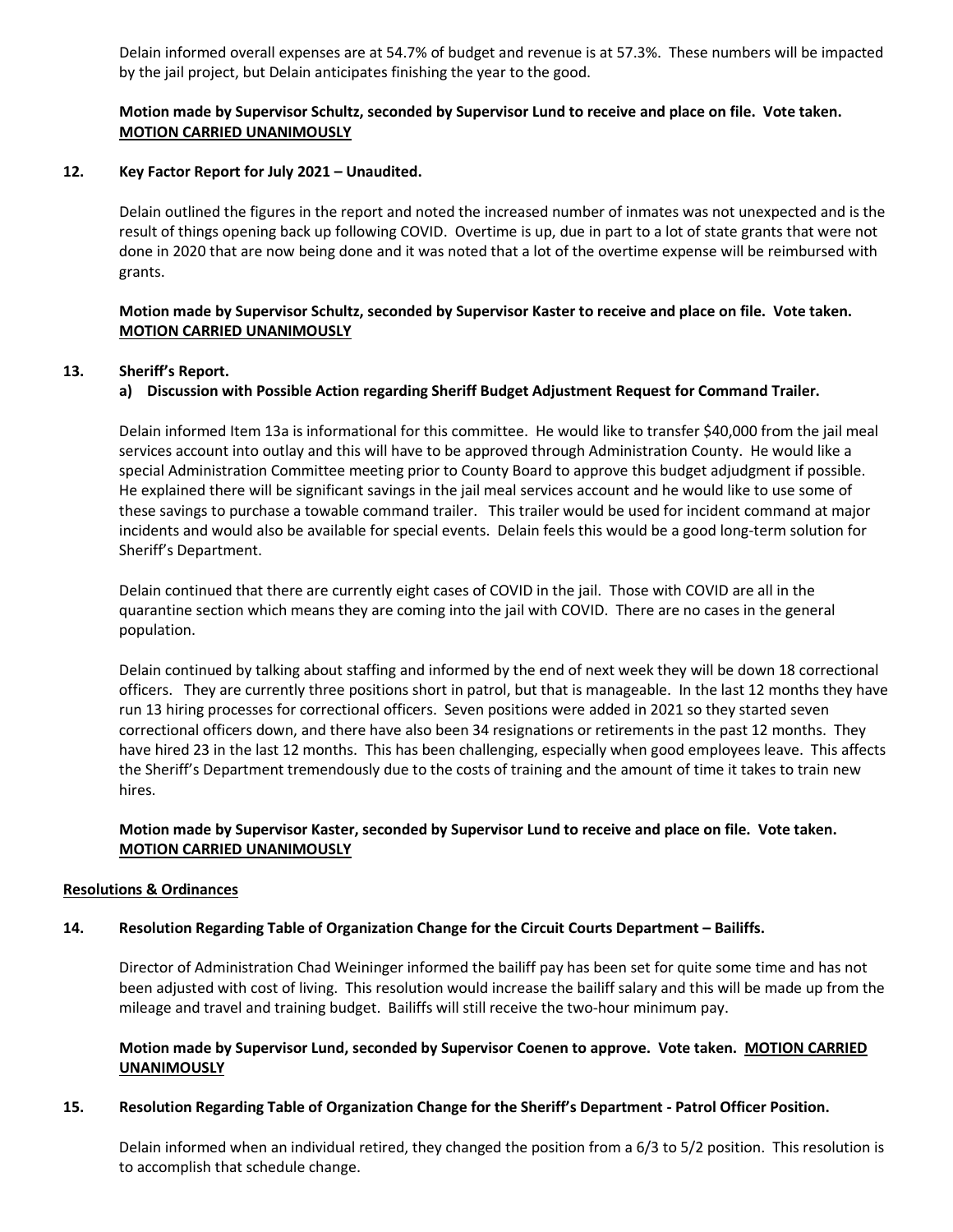Delain informed overall expenses are at 54.7% of budget and revenue is at 57.3%. These numbers will be impacted by the jail project, but Delain anticipates finishing the year to the good.

**Motion made by Supervisor Schultz, seconded by Supervisor Lund to receive and place on file. Vote taken. MOTION CARRIED UNANIMOUSLY**

**12. Key Factor Report for July 2021 – Unaudited.**

Delain outlined the figures in the report and noted the increased number of inmates was not unexpected and is the result of things opening back up following COVID. Overtime is up, due in part to a lot of state grants that were not done in 2020 that are now being done and it was noted that a lot of the overtime expense will be reimbursed with grants.

**Motion made by Supervisor Schultz, seconded by Supervisor Kaster to receive and place on file. Vote taken. MOTION CARRIED UNANIMOUSLY**

**13. Sheriff's Report.**

**a) Discussion with Possible Action regarding Sheriff Budget Adjustment Request for Command Trailer.**

Delain informed Item 13a is informational for this committee. He would like to transfer $40,000 from the jail meal services account into outlay and this will have to be approved through Administration County. He would like a special Administration Committee meeting prior to County Board to approve this budget adjudgment if possible. He explained there will be significant savings in the jail meal services account and he would like to use some of these savings to purchase a towable command trailer. This trailer would be used for incident command at major incidents and would also be available for special events. Delain feels this would be a good long-term solution for Sheriff's Department.

Delain continued that there are currently eight cases of COVID in the jail. Those with COVID are all in the quarantine section which means they are coming into the jail with COVID. There are no cases in the general population.

Delain continued by talking about staffing and informed by the end of next week they will be down 18 correctional officers. They are currently three positions short in patrol, but that is manageable. In the last 12 months they have run 13 hiring processes for correctional officers. Seven positions were added in 2021 so they started seven correctional officers down, and there have also been 34 resignations or retirements in the past 12 months. They have hired 23 in the last 12 months. This has been challenging, especially when good employees leave. This affects the Sheriff's Department tremendously due to the costs of training and the amount of time it takes to train new hires.

**Motion made by Supervisor Kaster, seconded by Supervisor Lund to receive and place on file. Vote taken. MOTION CARRIED UNANIMOUSLY**

**Resolutions & Ordinances**

**14. Resolution Regarding Table of Organization Change for the Circuit Courts Department – Bailiffs.**

Director of Administration Chad Weininger informed the bailiff pay has been set for quite some time and has not been adjusted with cost of living. This resolution would increase the bailiff salary and this will be made up from the mileage and travel and training budget. Bailiffs will still receive the two-hour minimum pay.

**Motion made by Supervisor Lund, seconded by Supervisor Coenen to approve. Vote taken. MOTION CARRIED UNANIMOUSLY**

**15. Resolution Regarding Table of Organization Change for the Sheriff's Department - Patrol Officer Position.**

Delain informed when an individual retired, they changed the position from a 6/3 to 5/2 position. This resolution is to accomplish that schedule change.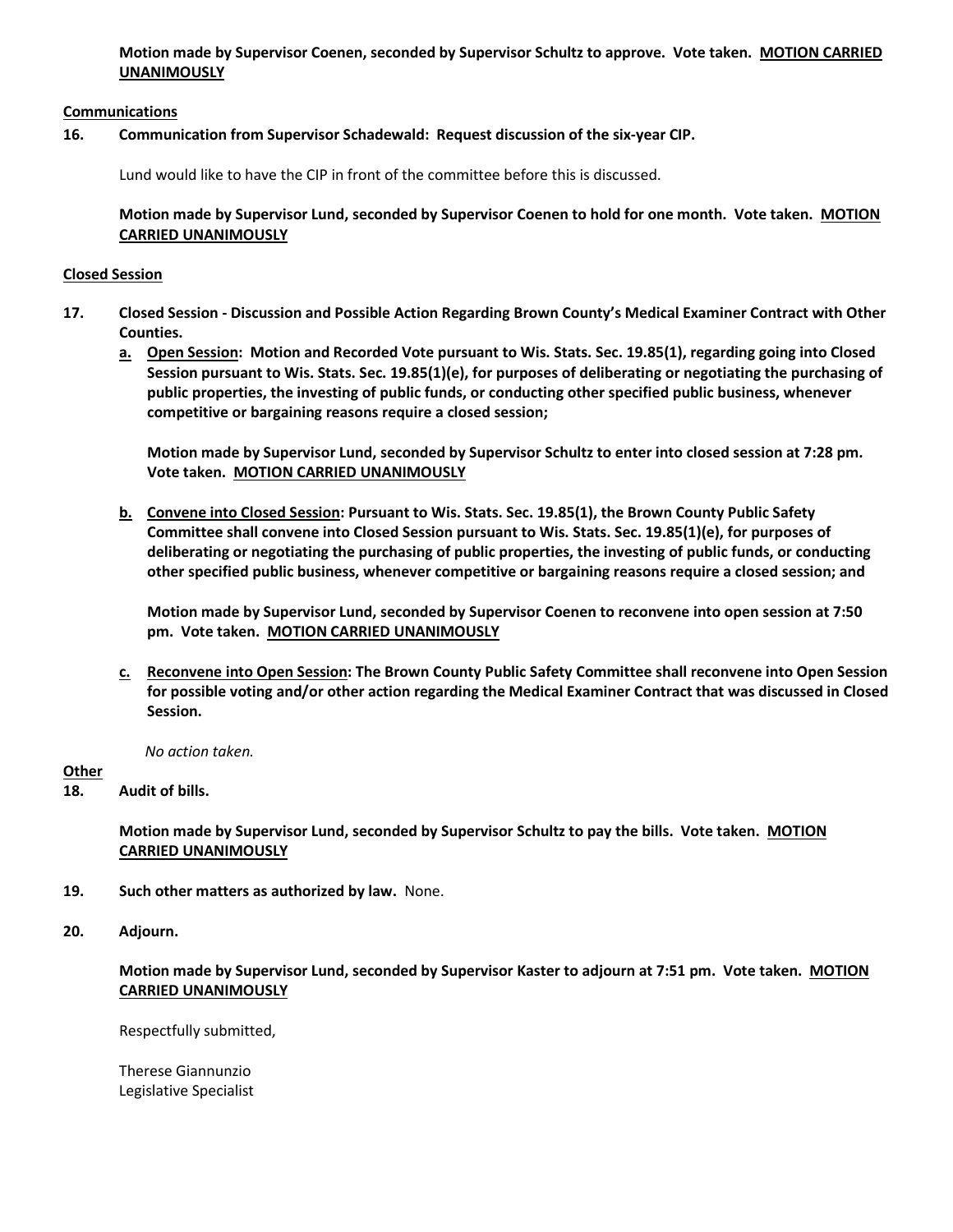**Motion made by Supervisor Coenen, seconded by Supervisor Schultz to approve. Vote taken. <u>MOTION CARRIED UNANIMOUSLY</u>**

<u>**Communications**</u>

**16. Communication from Supervisor Schadewald: Request discussion of the six-year CIP.**

Lund would like to have the CIP in front of the committee before this is discussed.

**Motion made by Supervisor Lund, seconded by Supervisor Coenen to hold for one month. Vote taken. <u>MOTION CARRIED UNANIMOUSLY</u>**

<u>**Closed Session**</u>

**17. Closed Session - Discussion and Possible Action Regarding Brown County's Medical Examiner Contract with Other Counties.**

**a. <u>Open Session</u>: Motion and Recorded Vote pursuant to Wis. Stats. Sec. 19.85(1), regarding going into Closed Session pursuant to Wis. Stats. Sec. 19.85(1)(e), for purposes of deliberating or negotiating the purchasing of public properties, the investing of public funds, or conducting other specified public business, whenever competitive or bargaining reasons require a closed session;**

**Motion made by Supervisor Lund, seconded by Supervisor Schultz to enter into closed session at 7:28 pm. Vote taken. <u>MOTION CARRIED UNANIMOUSLY</u>**

**b. <u>Convene into Closed Session</u>: Pursuant to Wis. Stats. Sec. 19.85(1), the Brown County Public Safety Committee shall convene into Closed Session pursuant to Wis. Stats. Sec. 19.85(1)(e), for purposes of deliberating or negotiating the purchasing of public properties, the investing of public funds, or conducting other specified public business, whenever competitive or bargaining reasons require a closed session; and**

**Motion made by Supervisor Lund, seconded by Supervisor Coenen to reconvene into open session at 7:50 pm. Vote taken. <u>MOTION CARRIED UNANIMOUSLY</u>**

**c. <u>Reconvene into Open Session</u>: The Brown County Public Safety Committee shall reconvene into Open Session for possible voting and/or other action regarding the Medical Examiner Contract that was discussed in Closed Session.**

*No action taken.*

<u>**Other**</u>

**18. Audit of bills.**

**Motion made by Supervisor Lund, seconded by Supervisor Schultz to pay the bills. Vote taken. <u>MOTION CARRIED UNANIMOUSLY</u>**

**19. Such other matters as authorized by law.** None.

**20. Adjourn.**

**Motion made by Supervisor Lund, seconded by Supervisor Kaster to adjourn at 7:51 pm. Vote taken. <u>MOTION CARRIED UNANIMOUSLY</u>**

Respectfully submitted,

Therese Giannunzio
Legislative Specialist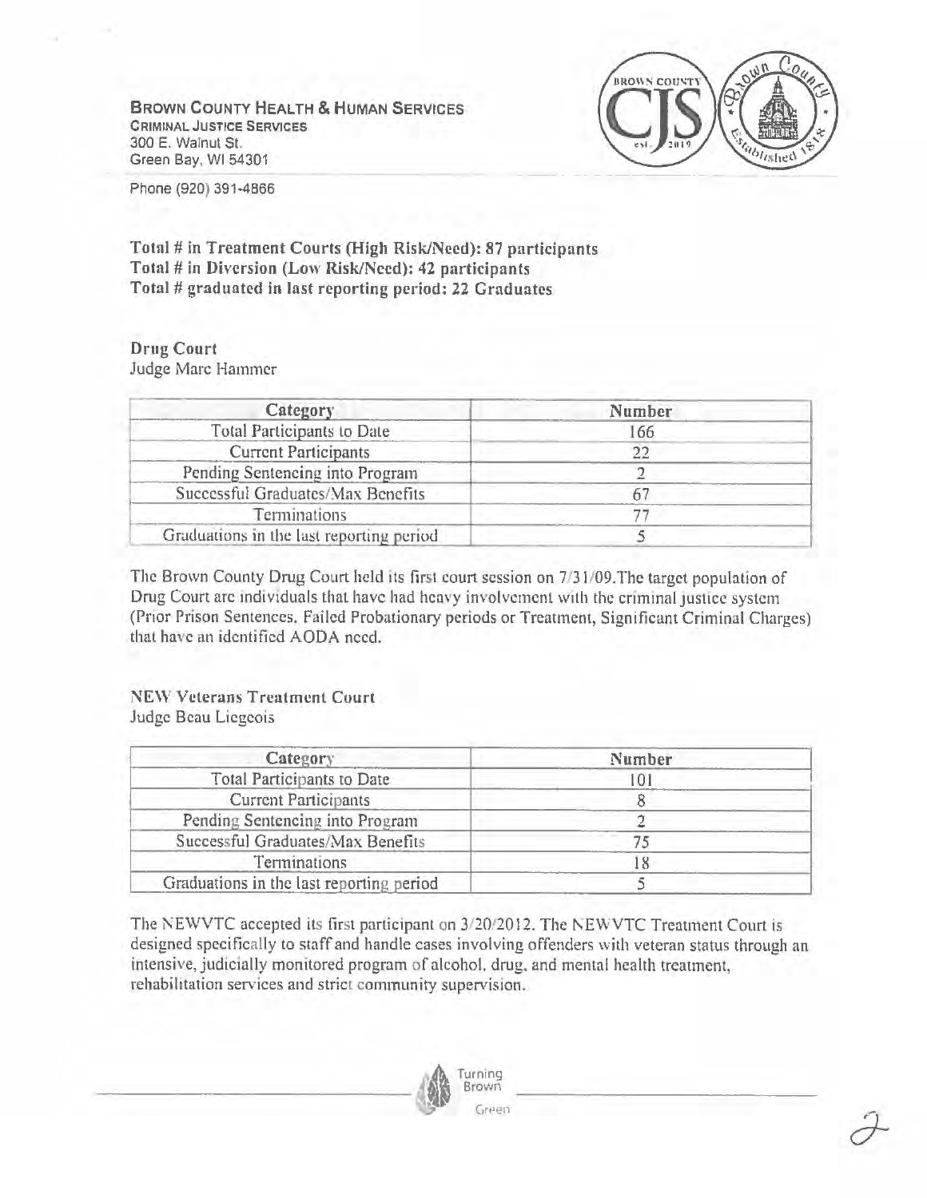**BROWN COUNTY HEALTH & HUMAN SERVICES**
CRIMINAL JUSTICE SERVICES
300 E. Walnut St.
Green Bay, WI 54301

Phone (920) 391-4866

**Total # in Treatment Courts (High Risk/Need): 87 participants**
**Total # in Diversion (Low Risk/Need): 42 participants**
**Total # graduated in last reporting period: 22 Graduates**

**Drug Court**
Judge Marc Hammer

| Category | Number |
|---|---|
| Total Participants to Date | 166 |
| Current Participants | 22 |
| Pending Sentencing into Program | 2 |
| Successful Graduates/Max Benefits | 67 |
| Terminations | 77 |
| Graduations in the last reporting period | 5 |

The Brown County Drug Court held its first court session on 7/31/09.The target population of Drug Court are individuals that have had heavy involvement with the criminal justice system (Prior Prison Sentences, Failed Probationary periods or Treatment, Significant Criminal Charges) that have an identified AODA need.

**NEW Veterans Treatment Court**
Judge Beau Liegeois

| Category | Number |
|---|---|
| Total Participants to Date | 101 |
| Current Participants | 8 |
| Pending Sentencing into Program | 2 |
| Successful Graduates/Max Benefits | 75 |
| Terminations | 18 |
| Graduations in the last reporting period | 5 |

The NEWVTC accepted its first participant on 3/20/2012. The NEWVTC Treatment Court is designed specifically to staff and handle cases involving offenders with veteran status through an intensive, judicially monitored program of alcohol, drug, and mental health treatment, rehabilitation services and strict community supervision.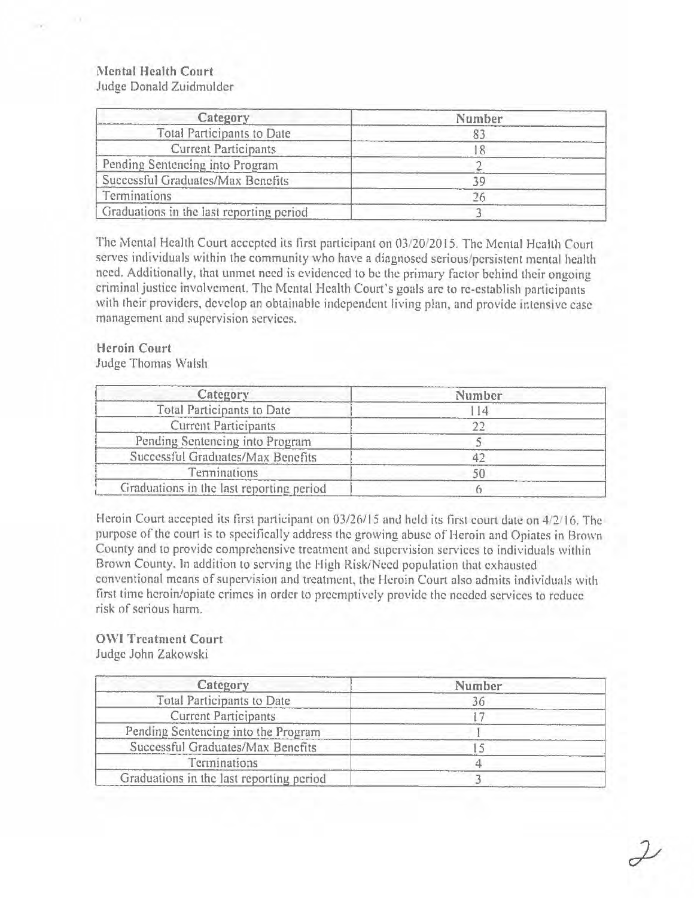**Mental Health Court**
Judge Donald Zuidmulder

| Category | Number |
|---|---|
| Total Participants to Date | 83 |
| Current Participants | 18 |
| Pending Sentencing into Program | 2 |
| Successful Graduates/Max Benefits | 39 |
| Terminations | 26 |
| Graduations in the last reporting period | 3 |

The Mental Health Court accepted its first participant on 03/20/2015. The Mental Health Court serves individuals within the community who have a diagnosed serious/persistent mental health need. Additionally, that unmet need is evidenced to be the primary factor behind their ongoing criminal justice involvement. The Mental Health Court's goals are to re-establish participants with their providers, develop an obtainable independent living plan, and provide intensive case management and supervision services.

**Heroin Court**
Judge Thomas Walsh

| Category | Number |
|---|---|
| Total Participants to Date | 114 |
| Current Participants | 22 |
| Pending Sentencing into Program | 5 |
| Successful Graduates/Max Benefits | 42 |
| Terminations | 50 |
| Graduations in the last reporting period | 6 |

Heroin Court accepted its first participant on 03/26/15 and held its first court date on 4/2/16. The purpose of the court is to specifically address the growing abuse of Heroin and Opiates in Brown County and to provide comprehensive treatment and supervision services to individuals within Brown County. In addition to serving the High Risk/Need population that exhausted conventional means of supervision and treatment, the Heroin Court also admits individuals with first time heroin/opiate crimes in order to preemptively provide the needed services to reduce risk of serious harm.

**OWI Treatment Court**
Judge John Zakowski

| Category | Number |
|---|---|
| Total Participants to Date | 36 |
| Current Participants | 17 |
| Pending Sentencing into the Program | 1 |
| Successful Graduates/Max Benefits | 15 |
| Terminations | 4 |
| Graduations in the last reporting period | 3 |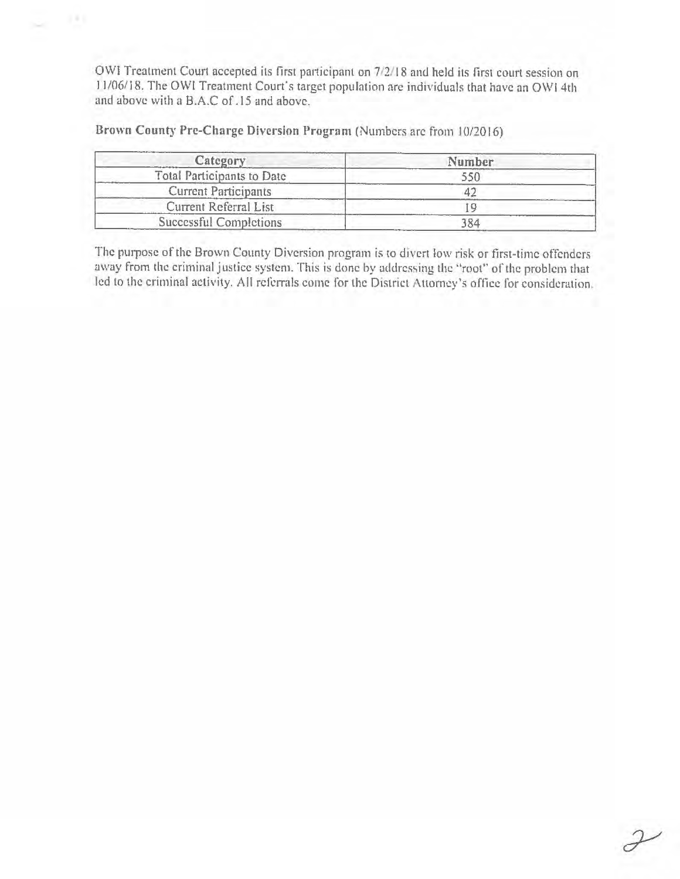OWI Treatment Court accepted its first participant on 7/2/18 and held its first court session on 11/06/18. The OWI Treatment Court's target population are individuals that have an OWI 4th and above with a B.A.C of .15 and above.

**Brown County Pre-Charge Diversion Program** (Numbers are from 10/2016)

| Category | Number |
|---|---|
| Total Participants to Date | 550 |
| Current Participants | 42 |
| Current Referral List | 19 |
| Successful Completions | 384 |

The purpose of the Brown County Diversion program is to divert low risk or first-time offenders away from the criminal justice system. This is done by addressing the "root" of the problem that led to the criminal activity. All referrals come for the District Attorney's office for consideration.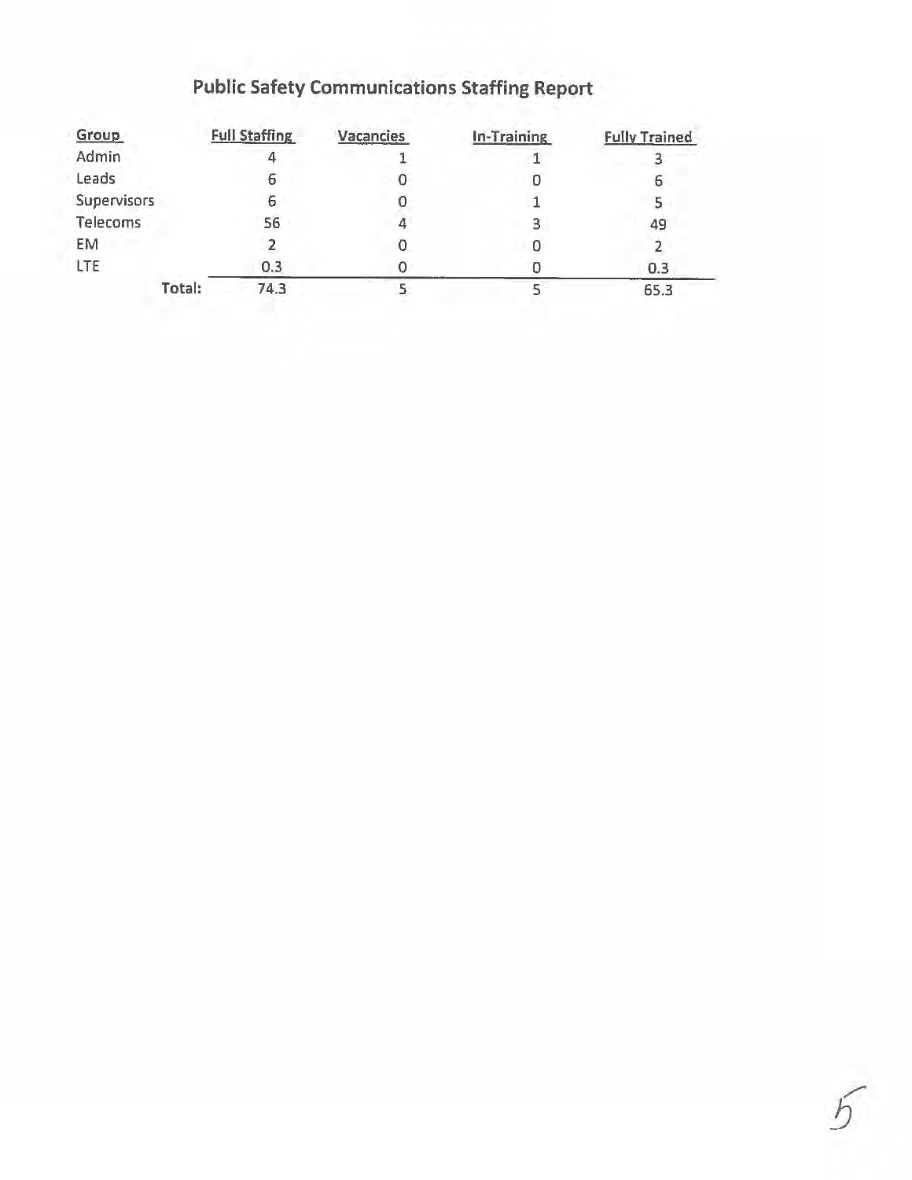# Public Safety Communications Staffing Report

| Group | Full Staffing | Vacancies | In-Training | Fully Trained |
|---|---|---|---|---|
| Admin | 4 | 1 | 1 | 3 |
| Leads | 6 | 0 | 0 | 6 |
| Supervisors | 6 | 0 | 1 | 5 |
| Telecoms | 56 | 4 | 3 | 49 |
| EM | 2 | 0 | 0 | 2 |
| LTE | 0.3 | 0 | 0 | 0.3 |
| Total: | 74.3 | 5 | 5 | 65.3 |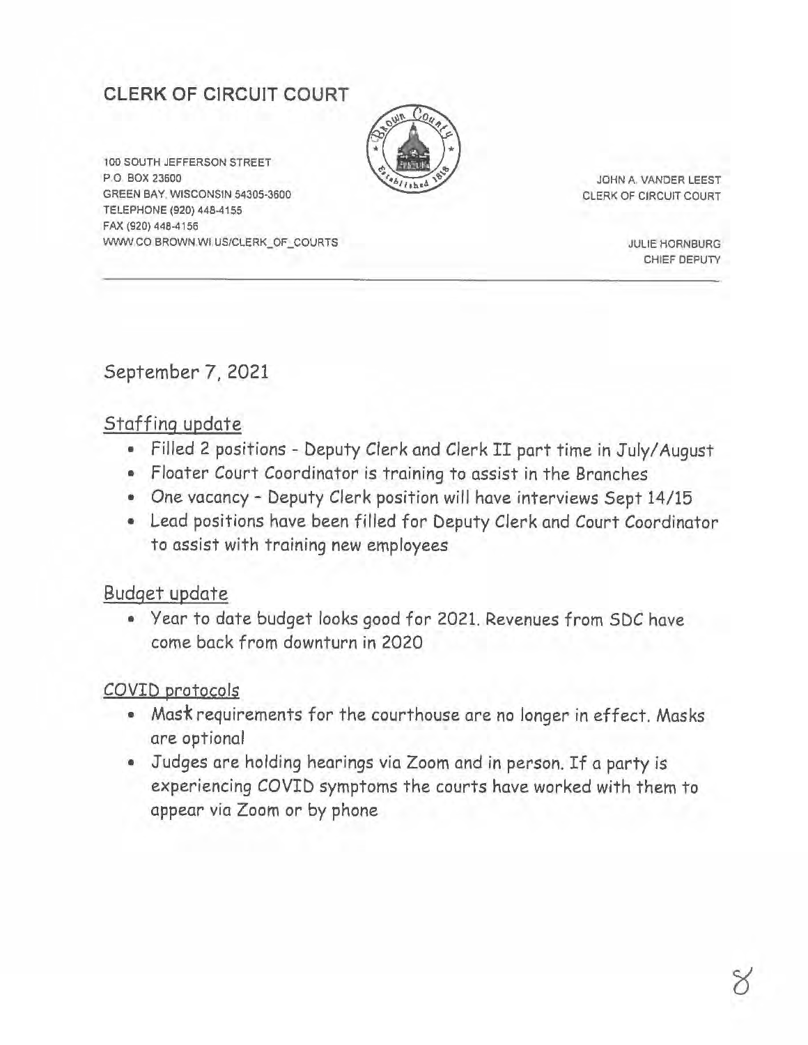# CLERK OF CIRCUIT COURT

100 SOUTH JEFFERSON STREET
P.O. BOX 23600
GREEN BAY, WISCONSIN 54305-3600
TELEPHONE (920) 448-4155
FAX (920) 448-4156
WWW.CO.BROWN.WI.US/CLERK_OF_COURTS

JOHN A. VANDER LEEST
CLERK OF CIRCUIT COURT

JULIE HORNBURG
CHIEF DEPUTY

---

September 7, 2021

## Staffing update

- Filled 2 positions - Deputy Clerk and Clerk II part time in July/August
- Floater Court Coordinator is training to assist in the Branches
- One vacancy - Deputy Clerk position will have interviews Sept 14/15
- Lead positions have been filled for Deputy Clerk and Court Coordinator to assist with training new employees

## Budget update

- Year to date budget looks good for 2021. Revenues from SDC have come back from downturn in 2020

## COVID protocols

- Mask requirements for the courthouse are no longer in effect. Masks are optional
- Judges are holding hearings via Zoom and in person. If a party is experiencing COVID symptoms the courts have worked with them to appear via Zoom or by phone